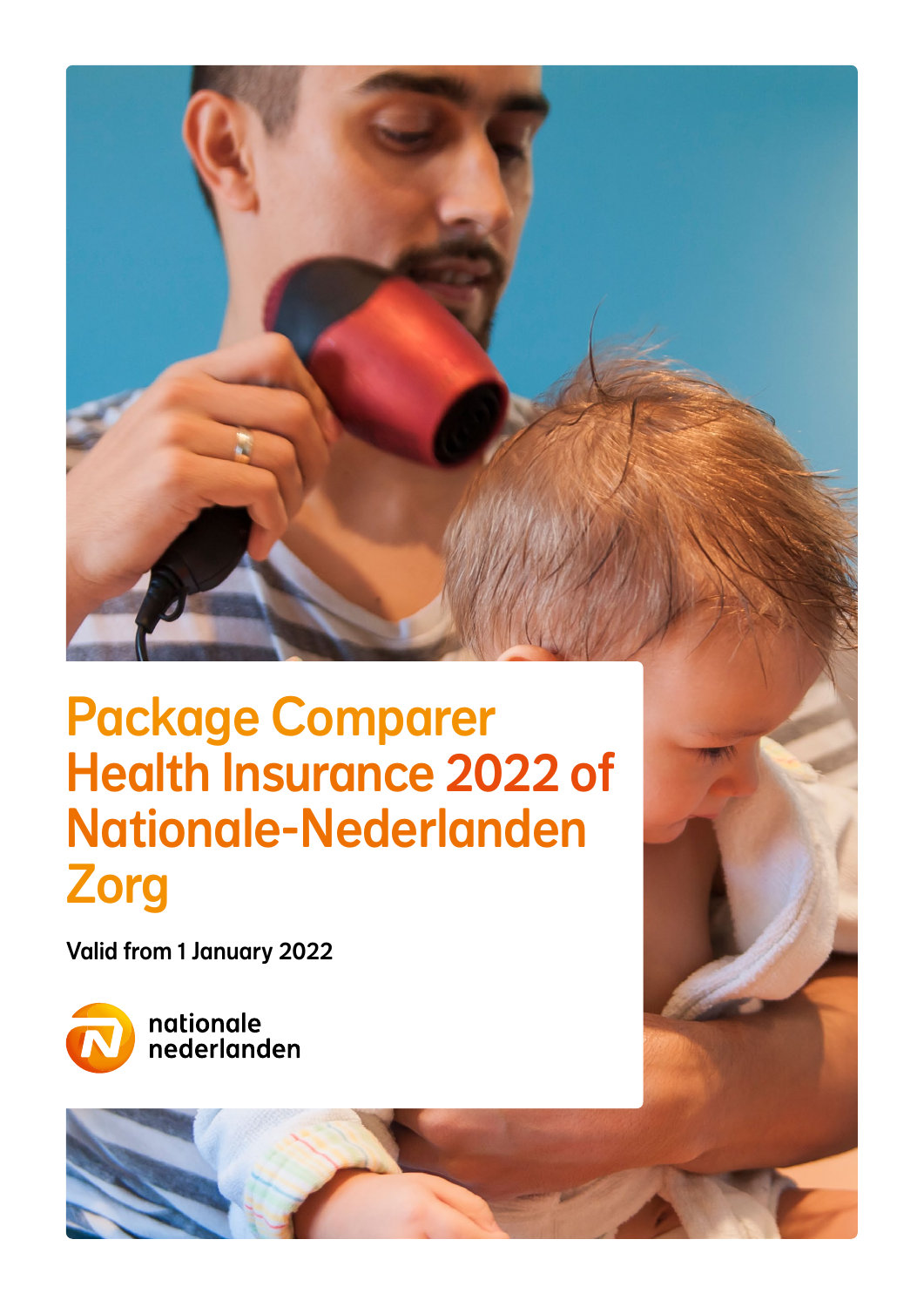# Package Comparer Health Insurance 2022 of Nationale-Nederlanden Zorg

Valid from 1 January 2022

nationale nederlanden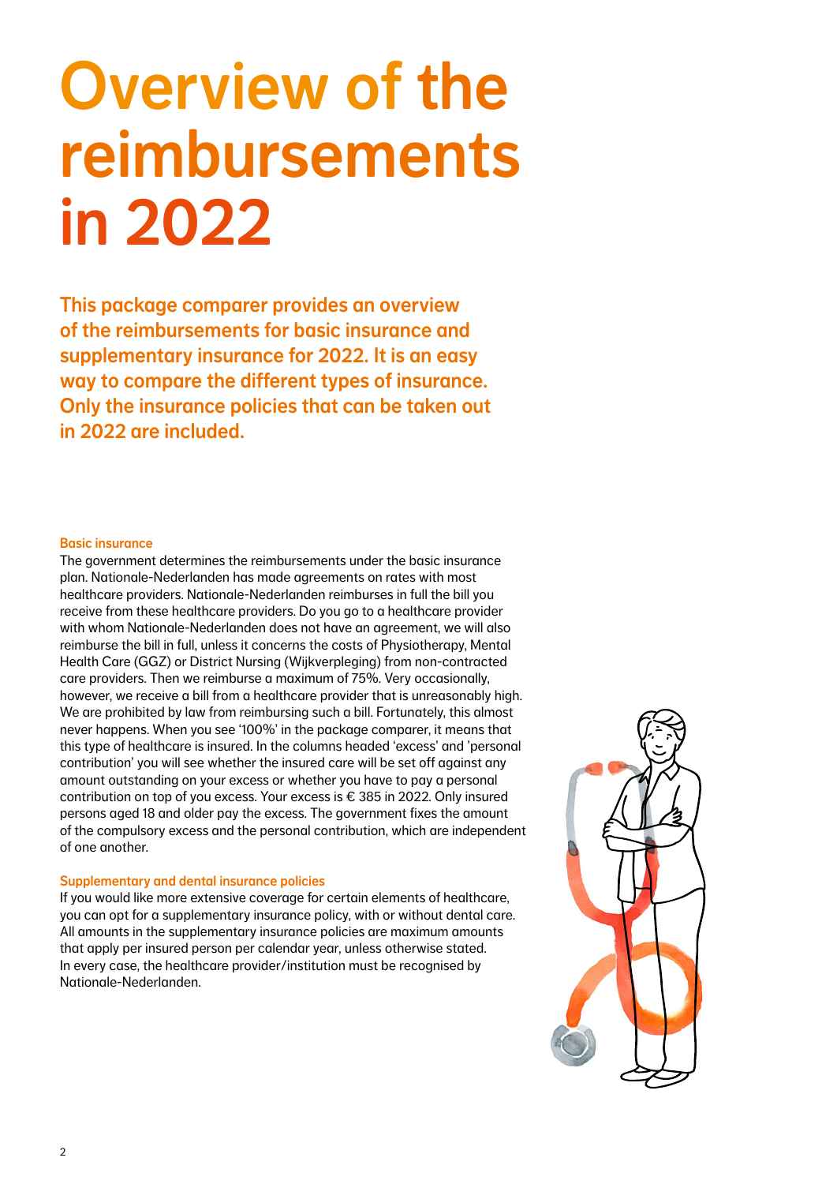# Overview of the reimbursements in 2022

**This package comparer provides an overview of the reimbursements for basic insurance and supplementary insurance for 2022. It is an easy way to compare the different types of insurance. Only the insurance policies that can be taken out in 2022 are included.**

### Basic insurance

The government determines the reimbursements under the basic insurance plan. Nationale-Nederlanden has made agreements on rates with most healthcare providers. Nationale-Nederlanden reimburses in full the bill you receive from these healthcare providers. Do you go to a healthcare provider with whom Nationale-Nederlanden does not have an agreement, we will also reimburse the bill in full, unless it concerns the costs of Physiotherapy, Mental Health Care (GGZ) or District Nursing (Wijkverpleging) from non-contracted care providers. Then we reimburse a maximum of 75%. Very occasionally, however, we receive a bill from a healthcare provider that is unreasonably high. We are prohibited by law from reimbursing such a bill. Fortunately, this almost never happens. When you see '100%' in the package comparer, it means that this type of healthcare is insured. In the columns headed 'excess' and 'personal contribution' you will see whether the insured care will be set off against any amount outstanding on your excess or whether you have to pay a personal contribution on top of you excess. Your excess is € 385 in 2022. Only insured persons aged 18 and older pay the excess. The government fixes the amount of the compulsory excess and the personal contribution, which are independent of one another.

### Supplementary and dental insurance policies

If you would like more extensive coverage for certain elements of healthcare, you can opt for a supplementary insurance policy, with or without dental care. All amounts in the supplementary insurance policies are maximum amounts that apply per insured person per calendar year, unless otherwise stated. In every case, the healthcare provider/institution must be recognised by Nationale-Nederlanden.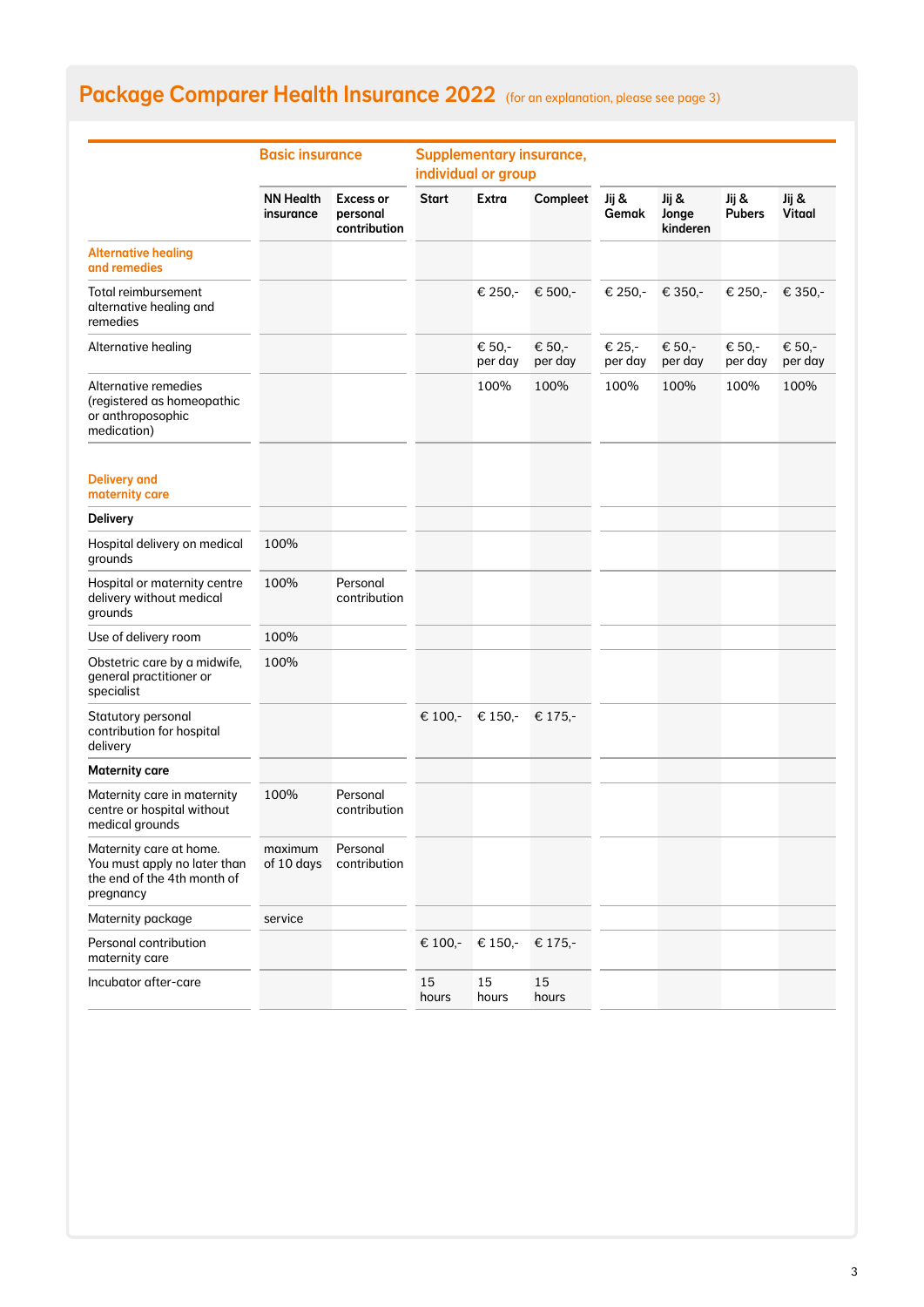## Package Comparer Health Insurance 2022 (for an explanation, please see page 3)

| | Basic insurance | | Supplementary insurance, individual or group | | | | | | |
|---|---|---|---|---|---|---|---|---|---|
| | NN Health insurance | Excess or personal contribution | Start | Extra | Compleet | Jij & Gemak | Jij & Jonge kinderen | Jij & Pubers | Jij & Vitaal |
| **Alternative healing and remedies** | | | | | | | | | |
| Total reimbursement alternative healing and remedies | | | | € 250,- | € 500,- | € 250,- | € 350,- | € 250,- | € 350,- |
| Alternative healing | | | | € 50,- per day | € 50,- per day | € 25,- per day | € 50,- per day | € 50,- per day | € 50,- per day |
| Alternative remedies (registered as homeopathic or anthroposophic medication) | | | | 100% | 100% | 100% | 100% | 100% | 100% |
| **Delivery and maternity care** | | | | | | | | | |
| **Delivery** | | | | | | | | | |
| Hospital delivery on medical grounds | 100% | | | | | | | | |
| Hospital or maternity centre delivery without medical grounds | 100% | Personal contribution | | | | | | | |
| Use of delivery room | 100% | | | | | | | | |
| Obstetric care by a midwife, general practitioner or specialist | 100% | | | | | | | | |
| Statutory personal contribution for hospital delivery | | | € 100,- | € 150,- | € 175,- | | | | |
| **Maternity care** | | | | | | | | | |
| Maternity care in maternity centre or hospital without medical grounds | 100% | Personal contribution | | | | | | | |
| Maternity care at home. You must apply no later than the end of the 4th month of pregnancy | maximum of 10 days | Personal contribution | | | | | | | |
| Maternity package | service | | | | | | | | |
| Personal contribution maternity care | | | € 100,- | € 150,- | € 175,- | | | | |
| Incubator after-care | | | 15 hours | 15 hours | 15 hours | | | | |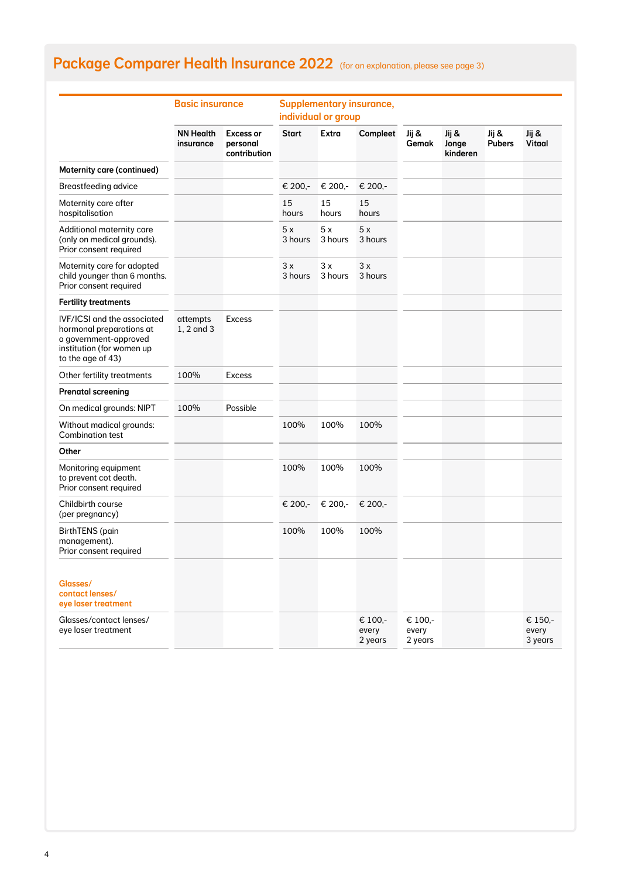# Package Comparer Health Insurance 2022 (for an explanation, please see page 3)

| | Basic insurance | | Supplementary insurance, individual or group | | | | | | |
|---|---|---|---|---|---|---|---|---|---|
| | NN Health insurance | Excess or personal contribution | Start | Extra | Compleet | Jij & Gemak | Jij & Jonge kinderen | Jij & Pubers | Jij & Vitaal |
| **Maternity care (continued)** | | | | | | | | | |
| Breastfeeding advice | | | € 200,- | € 200,- | € 200,- | | | | |
| Maternity care after hospitalisation | | | 15 hours | 15 hours | 15 hours | | | | |
| Additional maternity care (only on medical grounds). Prior consent required | | | 5 x 3 hours | 5 x 3 hours | 5 x 3 hours | | | | |
| Maternity care for adopted child younger than 6 months. Prior consent required | | | 3 x 3 hours | 3 x 3 hours | 3 x 3 hours | | | | |
| **Fertility treatments** | | | | | | | | | |
| IVF/ICSI and the associated hormonal preparations at a government-approved institution (for women up to the age of 43) | attempts 1, 2 and 3 | Excess | | | | | | | |
| Other fertility treatments | 100% | Excess | | | | | | | |
| **Prenatal screening** | | | | | | | | | |
| On medical grounds: NIPT | 100% | Possible | | | | | | | |
| Without madical grounds: Combination test | | | 100% | 100% | 100% | | | | |
| **Other** | | | | | | | | | |
| Monitoring equipment to prevent cot death. Prior consent required | | | 100% | 100% | 100% | | | | |
| Childbirth course (per pregnancy) | | | € 200,- | € 200,- | € 200,- | | | | |
| BirthTENS (pain management). Prior consent required | | | 100% | 100% | 100% | | | | |
| **Glasses/ contact lenses/ eye laser treatment** | | | | | | | | | |
| Glasses/contact lenses/ eye laser treatment | | | | | € 100,- every 2 years | € 100,- every 2 years | | | € 150,- every 3 years |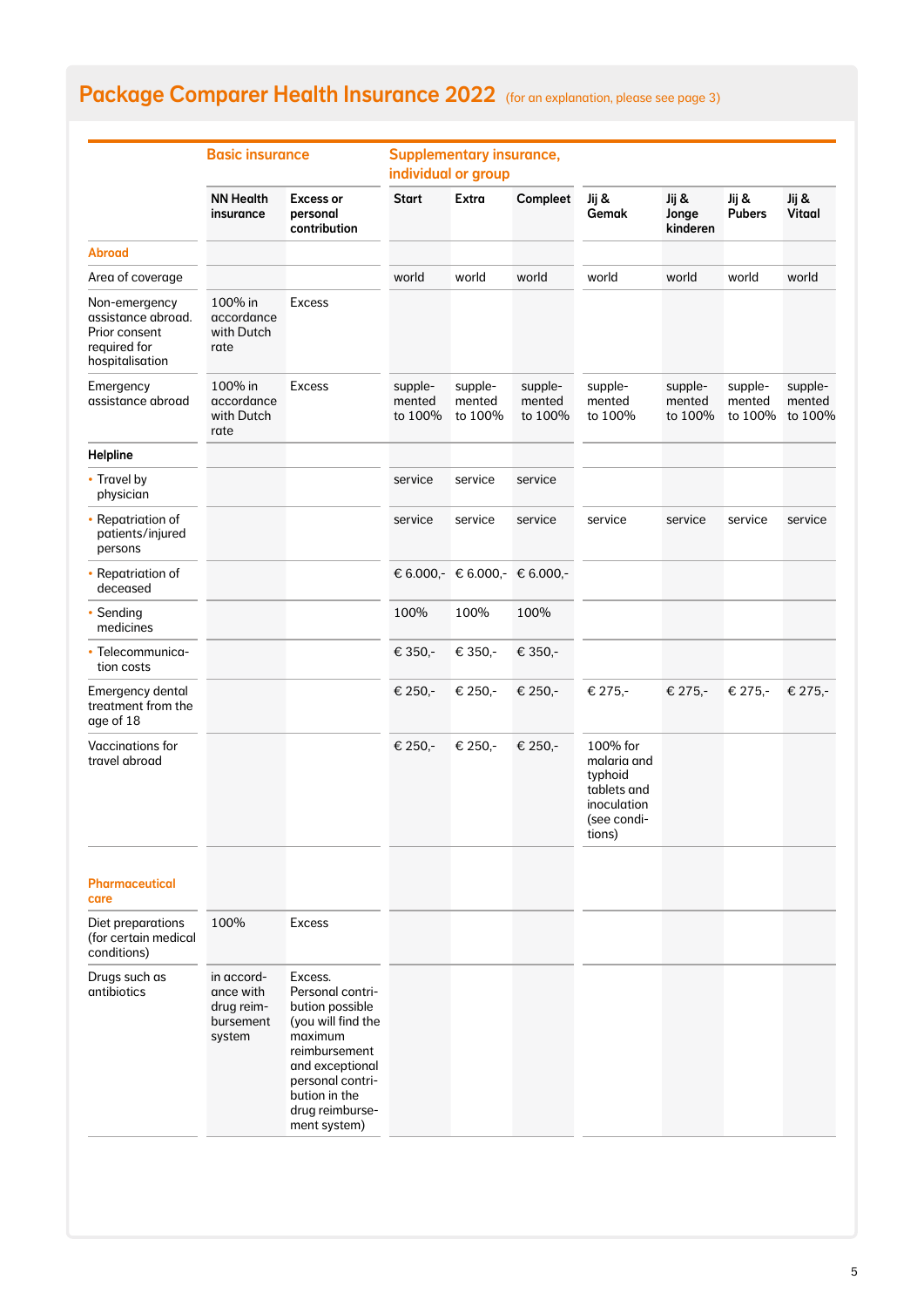## Package Comparer Health Insurance 2022 (for an explanation, please see page 3)

| | Basic insurance | | Supplementary insurance, individual or group | | | | | | |
|---|---|---|---|---|---|---|---|---|---|
| | **NN Health insurance** | **Excess or personal contribution** | **Start** | **Extra** | **Compleet** | **Jij & Gemak** | **Jij & Jonge kinderen** | **Jij & Pubers** | **Jij & Vitaal** |
| **Abroad** | | | | | | | | | |
| Area of coverage | | | world | world | world | world | world | world | world |
| Non-emergency assistance abroad. Prior consent required for hospitalisation | 100% in accordance with Dutch rate | Excess | | | | | | | |
| Emergency assistance abroad | 100% in accordance with Dutch rate | Excess | supplemented to 100% | supplemented to 100% | supplemented to 100% | supplemented to 100% | supplemented to 100% | supplemented to 100% | supplemented to 100% |
| **Helpline** | | | | | | | | | |
| • Travel by physician | | | service | service | service | | | | |
| • Repatriation of patients/injured persons | | | service | service | service | service | service | service | service |
| • Repatriation of deceased | | | € 6.000,- | € 6.000,- | € 6.000,- | | | | |
| • Sending medicines | | | 100% | 100% | 100% | | | | |
| • Telecommunication costs | | | € 350,- | € 350,- | € 350,- | | | | |
| Emergency dental treatment from the age of 18 | | | € 250,- | € 250,- | € 250,- | € 275,- | € 275,- | € 275,- | € 275,- |
| Vaccinations for travel abroad | | | € 250,- | € 250,- | € 250,- | 100% for malaria and typhoid tablets and inoculation (see conditions) | | | |
| **Pharmaceutical care** | | | | | | | | | |
| Diet preparations (for certain medical conditions) | 100% | Excess | | | | | | | |
| Drugs such as antibiotics | in accordance with drug reimbursement system | Excess. Personal contribution possible (you will find the maximum reimbursement and exceptional personal contribution in the drug reimbursement system) | | | | | | | |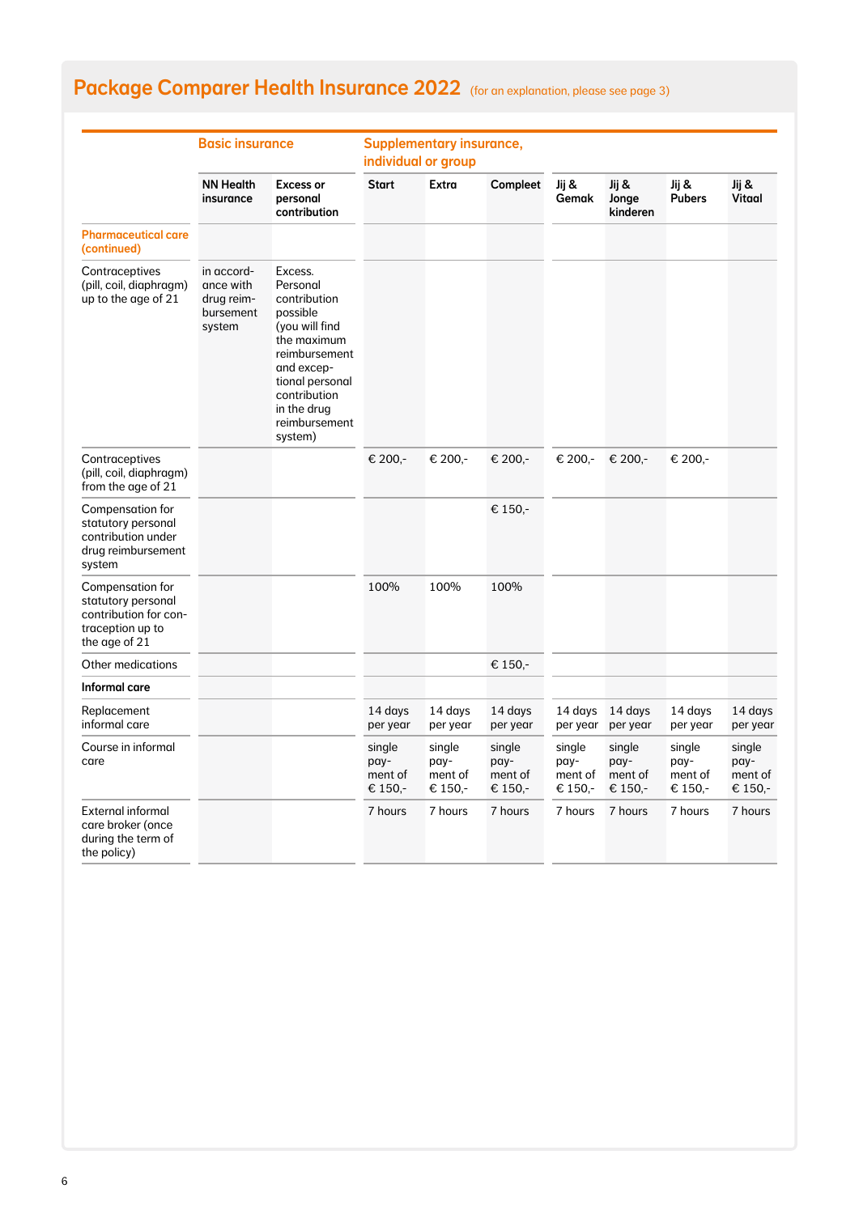## Package Comparer Health Insurance 2022 (for an explanation, please see page 3)

| | Basic insurance | | Supplementary insurance, individual or group | | | | | | |
|---|---|---|---|---|---|---|---|---|---|
| | NN Health insurance | Excess or personal contribution | Start | Extra | Compleet | Jij & Gemak | Jij & Jonge kinderen | Jij & Pubers | Jij & Vitaal |
| **Pharmaceutical care (continued)** | | | | | | | | | |
| Contraceptives (pill, coil, diaphragm) up to the age of 21 | in accordance with drug reimbursement system | Excess. Personal contribution possible (you will find the maximum reimbursement and exceptional personal contribution in the drug reimbursement system) | | | | | | | |
| Contraceptives (pill, coil, diaphragm) from the age of 21 | | | € 200,- | € 200,- | € 200,- | € 200,- | € 200,- | € 200,- | |
| Compensation for statutory personal contribution under drug reimbursement system | | | | | € 150,- | | | | |
| Compensation for statutory personal contribution for contraception up to the age of 21 | | | 100% | 100% | 100% | | | | |
| Other medications | | | | | € 150,- | | | | |
| **Informal care** | | | | | | | | | |
| Replacement informal care | | | 14 days per year | 14 days per year | 14 days per year | 14 days per year | 14 days per year | 14 days per year | 14 days per year |
| Course in informal care | | | single payment of € 150,- | single payment of € 150,- | single payment of € 150,- | single payment of € 150,- | single payment of € 150,- | single payment of € 150,- | single payment of € 150,- |
| External informal care broker (once during the term of the policy) | | | 7 hours | 7 hours | 7 hours | 7 hours | 7 hours | 7 hours | 7 hours |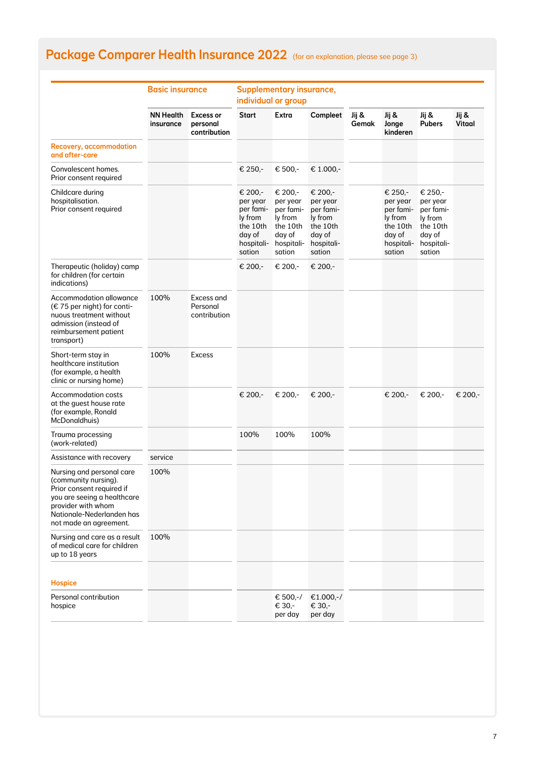## Package Comparer Health Insurance 2022 (for an explanation, please see page 3)

| | Basic insurance | | Supplementary insurance, individual or group | | | | | | |
|---|---|---|---|---|---|---|---|---|---|
| | NN Health insurance | Excess or personal contribution | Start | Extra | Compleet | Jij & Gemak | Jij & Jonge kinderen | Jij & Pubers | Jij & Vitaal |
| **Recovery, accommodation and after-care** | | | | | | | | | |
| Convalescent homes. Prior consent required | | | € 250,- | € 500,- | € 1.000,- | | | | |
| Childcare during hospitalisation. Prior consent required | | | € 200,- per year per family from the 10th day of hospitalisation | € 200,- per year per family from the 10th day of hospitalisation | € 200,- per year per family from the 10th day of hospitalisation | | € 250,- per year per family from the 10th day of hospitalisation | € 250,- per year per family from the 10th day of hospitalisation | |
| Therapeutic (holiday) camp for children (for certain indications) | | | € 200,- | € 200,- | € 200,- | | | | |
| Accommodation allowance (€ 75 per night) for continuous treatment without admission (instead of reimbursement patient transport) | 100% | Excess and Personal contribution | | | | | | | |
| Short-term stay in healthcare institution (for example, a health clinic or nursing home) | 100% | Excess | | | | | | | |
| Accommodation costs at the guest house rate (for example, Ronald McDonaldhuis) | | | € 200,- | € 200,- | € 200,- | | € 200,- | € 200,- | € 200,- |
| Trauma processing (work-related) | | | 100% | 100% | 100% | | | | |
| Assistance with recovery | service | | | | | | | | |
| Nursing and personal care (community nursing). Prior consent required if you are seeing a healthcare provider with whom Nationale-Nederlanden has not made an agreement. | 100% | | | | | | | | |
| Nursing and care as a result of medical care for children up to 18 years | 100% | | | | | | | | |
| **Hospice** | | | | | | | | | |
| Personal contribution hospice | | | | € 500,-/ € 30,- per day | €1.000,-/ € 30,- per day | | | | |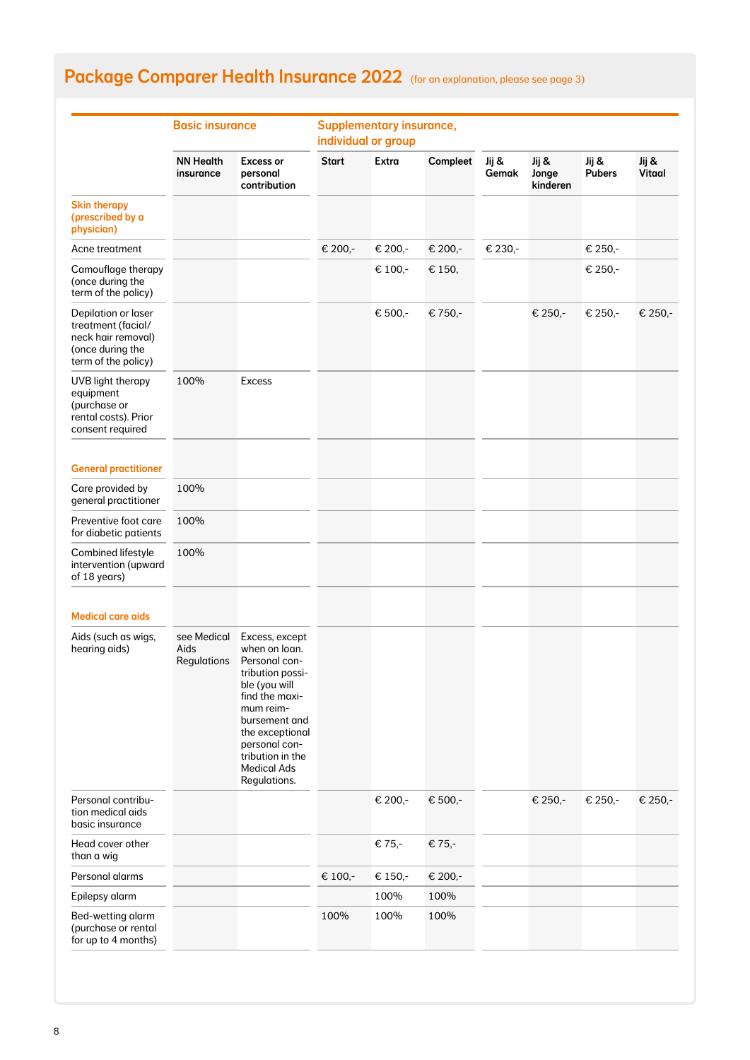## Package Comparer Health Insurance 2022 (for an explanation, please see page 3)

| | Basic insurance | | Supplementary insurance, individual or group | | | | | | |
|---|---|---|---|---|---|---|---|---|---|
| | NN Health insurance | Excess or personal contribution | Start | Extra | Compleet | Jij & Gemak | Jij & Jonge kinderen | Jij & Pubers | Jij & Vitaal |
| **Skin therapy (prescribed by a physician)** | | | | | | | | | |
| Acne treatment | | | € 200,- | € 200,- | € 200,- | € 230,- | | € 250,- | |
| Camouflage therapy (once during the term of the policy) | | | | € 100,- | € 150, | | | € 250,- | |
| Depilation or laser treatment (facial/ neck hair removal) (once during the term of the policy) | | | | € 500,- | € 750,- | | € 250,- | € 250,- | € 250,- |
| UVB light therapy equipment (purchase or rental costs). Prior consent required | 100% | Excess | | | | | | | |
| **General practitioner** | | | | | | | | | |
| Care provided by general practitioner | 100% | | | | | | | | |
| Preventive foot care for diabetic patients | 100% | | | | | | | | |
| Combined lifestyle intervention (upward of 18 years) | 100% | | | | | | | | |
| **Medical care aids** | | | | | | | | | |
| Aids (such as wigs, hearing aids) | see Medical Aids Regulations | Excess, except when on loan. Personal contribution possible (you will find the maximum reimbursement and the exceptional personal contribution in the Medical Ads Regulations. | | | | | | | |
| Personal contribution medical aids basic insurance | | | | € 200,- | € 500,- | | € 250,- | € 250,- | € 250,- |
| Head cover other than a wig | | | | € 75,- | € 75,- | | | | |
| Personal alarms | | | € 100,- | € 150,- | € 200,- | | | | |
| Epilepsy alarm | | | | 100% | 100% | | | | |
| Bed-wetting alarm (purchase or rental for up to 4 months) | | | 100% | 100% | 100% | | | | |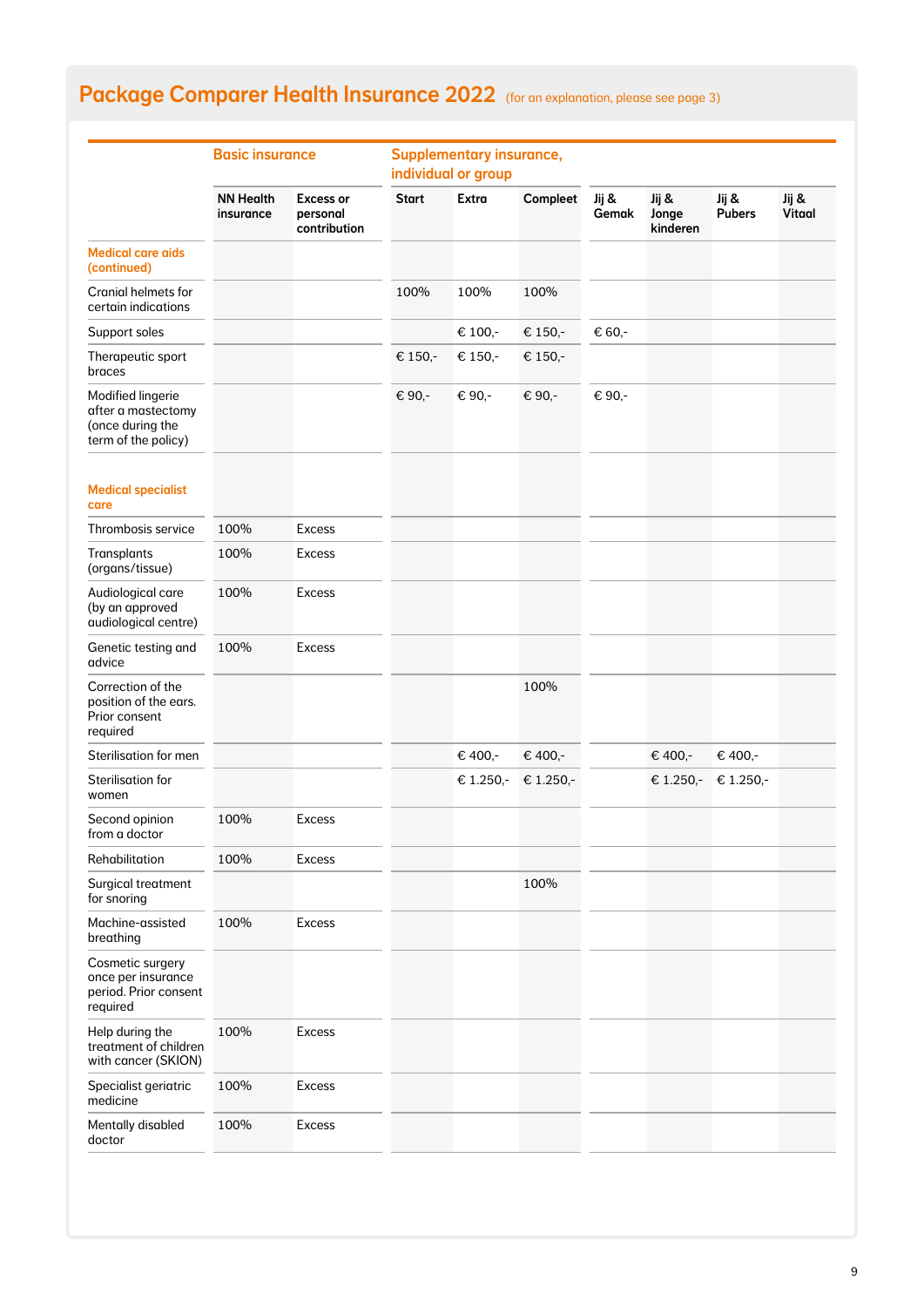## Package Comparer Health Insurance 2022 (for an explanation, please see page 3)

| | Basic insurance | | Supplementary insurance, individual or group | | | | | | |
|---|---|---|---|---|---|---|---|---|---|
| | NN Health insurance | Excess or personal contribution | Start | Extra | Compleet | Jij & Gemak | Jij & Jonge kinderen | Jij & Pubers | Jij & Vitaal |
| **Medical care aids (continued)** | | | | | | | | | |
| Cranial helmets for certain indications | | | 100% | 100% | 100% | | | | |
| Support soles | | | | € 100,- | € 150,- | € 60,- | | | |
| Therapeutic sport braces | | | € 150,- | € 150,- | € 150,- | | | | |
| Modified lingerie after a mastectomy (once during the term of the policy) | | | € 90,- | € 90,- | € 90,- | € 90,- | | | |
| **Medical specialist care** | | | | | | | | | |
| Thrombosis service | 100% | Excess | | | | | | | |
| Transplants (organs/tissue) | 100% | Excess | | | | | | | |
| Audiological care (by an approved audiological centre) | 100% | Excess | | | | | | | |
| Genetic testing and advice | 100% | Excess | | | | | | | |
| Correction of the position of the ears. Prior consent required | | | | | 100% | | | | |
| Sterilisation for men | | | | € 400,- | € 400,- | | € 400,- | € 400,- | |
| Sterilisation for women | | | | € 1.250,- | € 1.250,- | | € 1.250,- | € 1.250,- | |
| Second opinion from a doctor | 100% | Excess | | | | | | | |
| Rehabilitation | 100% | Excess | | | | | | | |
| Surgical treatment for snoring | | | | | 100% | | | | |
| Machine-assisted breathing | 100% | Excess | | | | | | | |
| Cosmetic surgery once per insurance period. Prior consent required | | | | | | | | | |
| Help during the treatment of children with cancer (SKION) | 100% | Excess | | | | | | | |
| Specialist geriatric medicine | 100% | Excess | | | | | | | |
| Mentally disabled doctor | 100% | Excess | | | | | | | |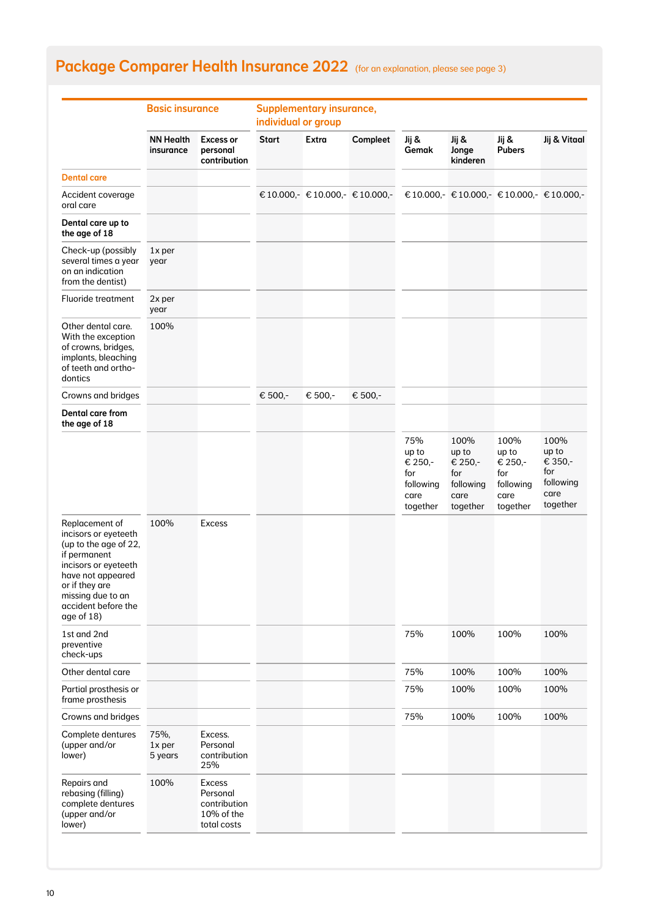## Package Comparer Health Insurance 2022 (for an explanation, please see page 3)

| | Basic insurance | | Supplementary insurance, individual or group | | | | | | |
|---|---|---|---|---|---|---|---|---|---|
| | **NN Health insurance** | **Excess or personal contribution** | **Start** | **Extra** | **Compleet** | **Jij & Gemak** | **Jij & Jonge kinderen** | **Jij & Pubers** | **Jij & Vitaal** |
| **Dental care** | | | | | | | | | |
| Accident coverage oral care | | | € 10.000,- | € 10.000,- | € 10.000,- | € 10.000,- | € 10.000,- | € 10.000,- | € 10.000,- |
| **Dental care up to the age of 18** | | | | | | | | | |
| Check-up (possibly several times a year on an indication from the dentist) | 1x per year | | | | | | | | |
| Fluoride treatment | 2x per year | | | | | | | | |
| Other dental care. With the exception of crowns, bridges, implants, bleaching of teeth and orthodontics | 100% | | | | | | | | |
| Crowns and bridges | | | € 500,- | € 500,- | € 500,- | | | | |
| **Dental care from the age of 18** | | | | | | | | | |
| | | | | | | 75% up to € 250,- for following care together | 100% up to € 250,- for following care together | 100% up to € 250,- for following care together | 100% up to € 350,- for following care together |
| Replacement of incisors or eyeteeth (up to the age of 22, if permanent incisors or eyeteeth have not appeared or if they are missing due to an accident before the age of 18) | 100% | Excess | | | | | | | |
| 1st and 2nd preventive check-ups | | | | | | 75% | 100% | 100% | 100% |
| Other dental care | | | | | | 75% | 100% | 100% | 100% |
| Partial prosthesis or frame prosthesis | | | | | | 75% | 100% | 100% | 100% |
| Crowns and bridges | | | | | | 75% | 100% | 100% | 100% |
| Complete dentures (upper and/or lower) | 75%, 1x per 5 years | Excess. Personal contribution 25% | | | | | | | |
| Repairs and rebasing (filling) complete dentures (upper and/or lower) | 100% | Excess Personal contribution 10% of the total costs | | | | | | | |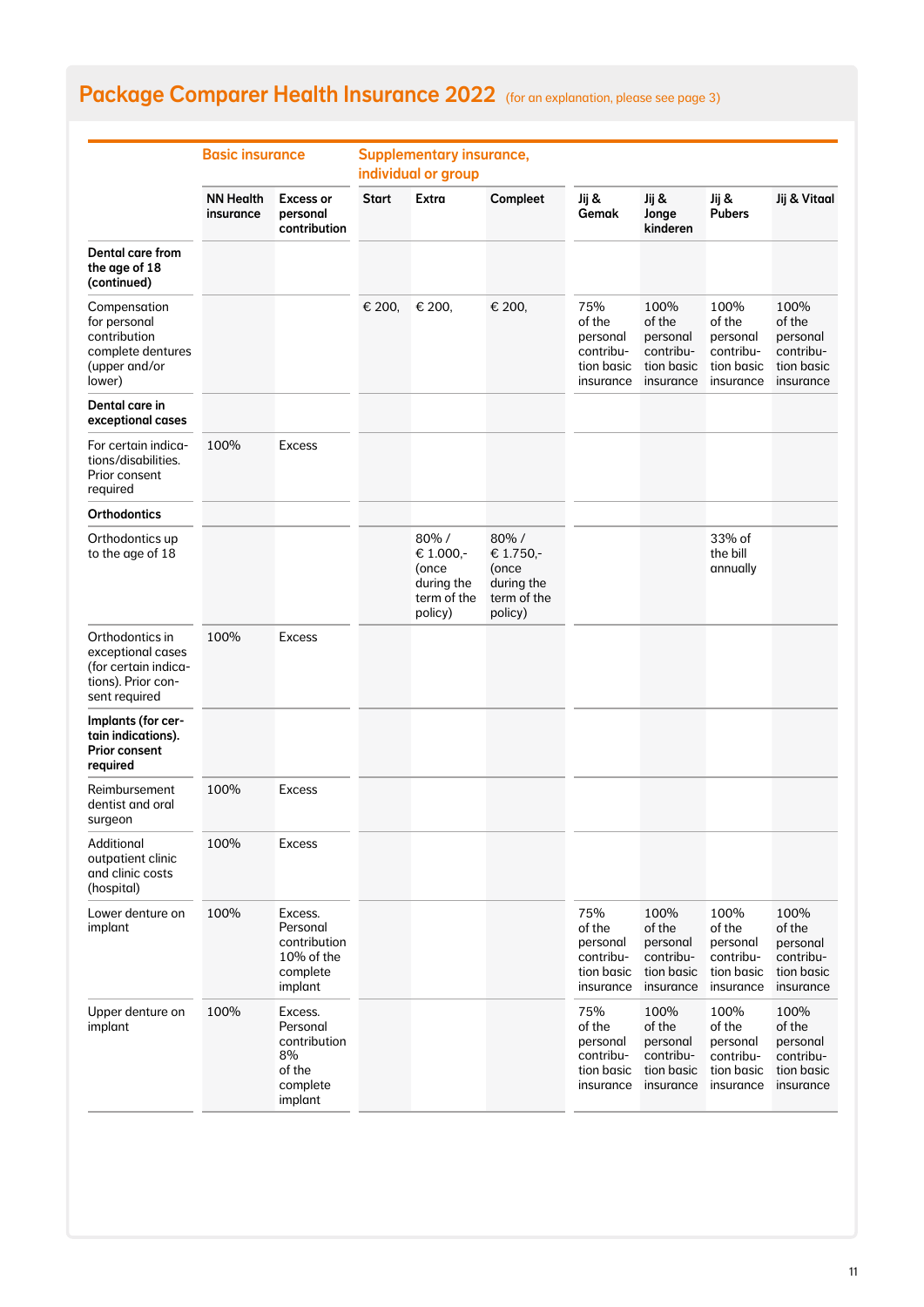# Package Comparer Health Insurance 2022 (for an explanation, please see page 3)

| | Basic insurance | | Supplementary insurance, individual or group | | | | | | |
|---|---|---|---|---|---|---|---|---|---|
| | NN Health insurance | Excess or personal contribution | Start | Extra | Compleet | Jij & Gemak | Jij & Jonge kinderen | Jij & Pubers | Jij & Vitaal |
| **Dental care from the age of 18 (continued)** | | | | | | | | | |
| Compensation for personal contribution complete dentures (upper and/or lower) | | | € 200, | € 200, | € 200, | 75% of the personal contribution basic insurance | 100% of the personal contribution basic insurance | 100% of the personal contribution basic insurance | 100% of the personal contribution basic insurance |
| **Dental care in exceptional cases** | | | | | | | | | |
| For certain indications/disabilities. Prior consent required | 100% | Excess | | | | | | | |
| **Orthodontics** | | | | | | | | | |
| Orthodontics up to the age of 18 | | | | 80% / € 1.000,- (once during the term of the policy) | 80% / € 1.750,- (once during the term of the policy) | | | 33% of the bill annually | |
| Orthodontics in exceptional cases (for certain indications). Prior consent required | 100% | Excess | | | | | | | |
| **Implants (for certain indications). Prior consent required** | | | | | | | | | |
| Reimbursement dentist and oral surgeon | 100% | Excess | | | | | | | |
| Additional outpatient clinic and clinic costs (hospital) | 100% | Excess | | | | | | | |
| Lower denture on implant | 100% | Excess. Personal contribution 10% of the complete implant | | | | 75% of the personal contribution basic insurance | 100% of the personal contribution basic insurance | 100% of the personal contribution basic insurance | 100% of the personal contribution basic insurance |
| Upper denture on implant | 100% | Excess. Personal contribution 8% of the complete implant | | | | 75% of the personal contribution basic insurance | 100% of the personal contribution basic insurance | 100% of the personal contribution basic insurance | 100% of the personal contribution basic insurance |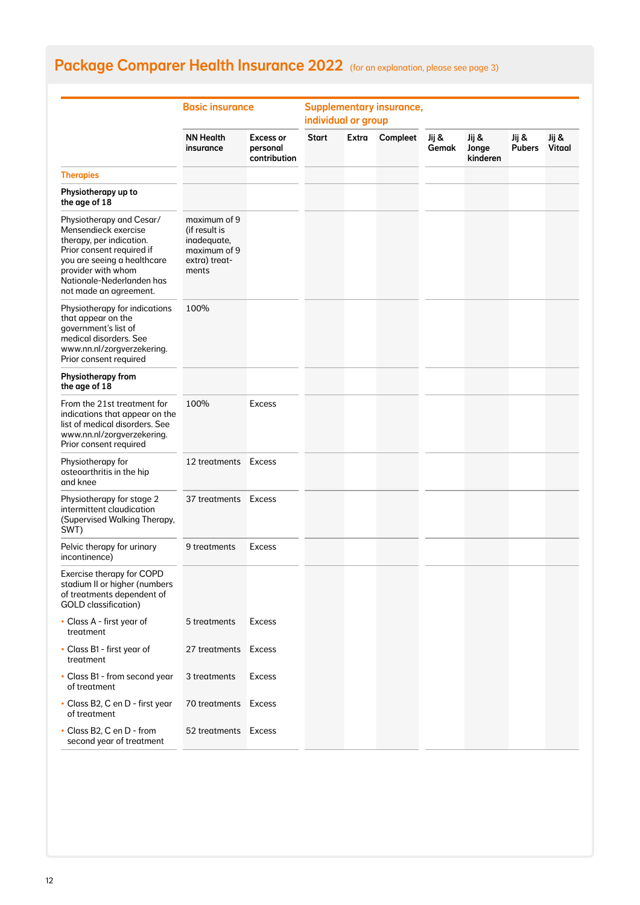## Package Comparer Health Insurance 2022 (for an explanation, please see page 3)

| | Basic insurance | | Supplementary insurance, individual or group | | | | | | |
|---|---|---|---|---|---|---|---|---|---|
| | NN Health insurance | Excess or personal contribution | Start | Extra | Compleet | Jij & Gemak | Jij & Jonge kinderen | Jij & Pubers | Jij & Vitaal |
| **Therapies** | | | | | | | | | |
| **Physiotherapy up to the age of 18** | | | | | | | | | |
| Physiotherapy and Cesar/ Mensendieck exercise therapy, per indication. Prior consent required if you are seeing a healthcare provider with whom Nationale-Nederlanden has not made an agreement. | maximum of 9 (if result is inadequate, maximum of 9 extra) treatments | | | | | | | | |
| Physiotherapy for indications that appear on the government's list of medical disorders. See www.nn.nl/zorgverzekering. Prior consent required | 100% | | | | | | | | |
| **Physiotherapy from the age of 18** | | | | | | | | | |
| From the 21st treatment for indications that appear on the list of medical disorders. See www.nn.nl/zorgverzekering. Prior consent required | 100% | Excess | | | | | | | |
| Physiotherapy for osteoarthritis in the hip and knee | 12 treatments | Excess | | | | | | | |
| Physiotherapy for stage 2 intermittent claudication (Supervised Walking Therapy, SWT) | 37 treatments | Excess | | | | | | | |
| Pelvic therapy for urinary incontinence) | 9 treatments | Excess | | | | | | | |
| Exercise therapy for COPD stadium II or higher (numbers of treatments dependent of GOLD classification) | | | | | | | | | |
| • Class A - first year of treatment | 5 treatments | Excess | | | | | | | |
| • Class B1 - first year of treatment | 27 treatments | Excess | | | | | | | |
| • Class B1 - from second year of treatment | 3 treatments | Excess | | | | | | | |
| • Class B2, C en D - first year of treatment | 70 treatments | Excess | | | | | | | |
| • Class B2, C en D - from second year of treatment | 52 treatments | Excess | | | | | | | |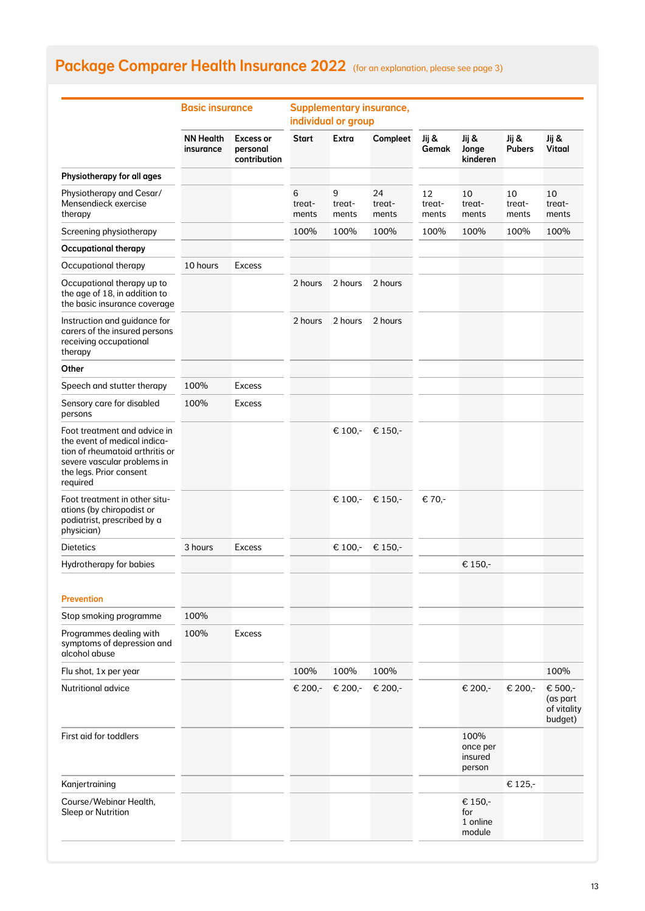## Package Comparer Health Insurance 2022 (for an explanation, please see page 3)

| | Basic insurance | | Supplementary insurance, individual or group | | | | | | |
|---|---|---|---|---|---|---|---|---|---|
| | NN Health insurance | Excess or personal contribution | Start | Extra | Compleet | Jij & Gemak | Jij & Jonge kinderen | Jij & Pubers | Jij & Vitaal |
| **Physiotherapy for all ages** | | | | | | | | | |
| Physiotherapy and Cesar/ Mensendieck exercise therapy | | | 6 treat-ments | 9 treat-ments | 24 treat-ments | 12 treat-ments | 10 treat-ments | 10 treat-ments | 10 treat-ments |
| Screening physiotherapy | | | 100% | 100% | 100% | 100% | 100% | 100% | 100% |
| **Occupational therapy** | | | | | | | | | |
| Occupational therapy | 10 hours | Excess | | | | | | | |
| Occupational therapy up to the age of 18, in addition to the basic insurance coverage | | | 2 hours | 2 hours | 2 hours | | | | |
| Instruction and guidance for carers of the insured persons receiving occupational therapy | | | 2 hours | 2 hours | 2 hours | | | | |
| **Other** | | | | | | | | | |
| Speech and stutter therapy | 100% | Excess | | | | | | | |
| Sensory care for disabled persons | 100% | Excess | | | | | | | |
| Foot treatment and advice in the event of medical indica-tion of rheumatoid arthritis or severe vascular problems in the legs. Prior consent required | | | | € 100,- | € 150,- | | | | |
| Foot treatment in other situ-ations (by chiropodist or podiatrist, prescribed by a physician) | | | | € 100,- | € 150,- | € 70,- | | | |
| Dietetics | 3 hours | Excess | | € 100,- | € 150,- | | | | |
| Hydrotherapy for babies | | | | | | | € 150,- | | |
| **Prevention** | | | | | | | | | |
| Stop smoking programme | 100% | | | | | | | | |
| Programmes dealing with symptoms of depression and alcohol abuse | 100% | Excess | | | | | | | |
| Flu shot, 1x per year | | | 100% | 100% | 100% | | | | 100% |
| Nutritional advice | | | € 200,- | € 200,- | € 200,- | | € 200,- | € 200,- | € 500,- (as part of vitality budget) |
| First aid for toddlers | | | | | | | 100% once per insured person | | |
| Kanjertraining | | | | | | | | € 125,- | |
| Course/Webinar Health, Sleep or Nutrition | | | | | | | € 150,- for 1 online module | | |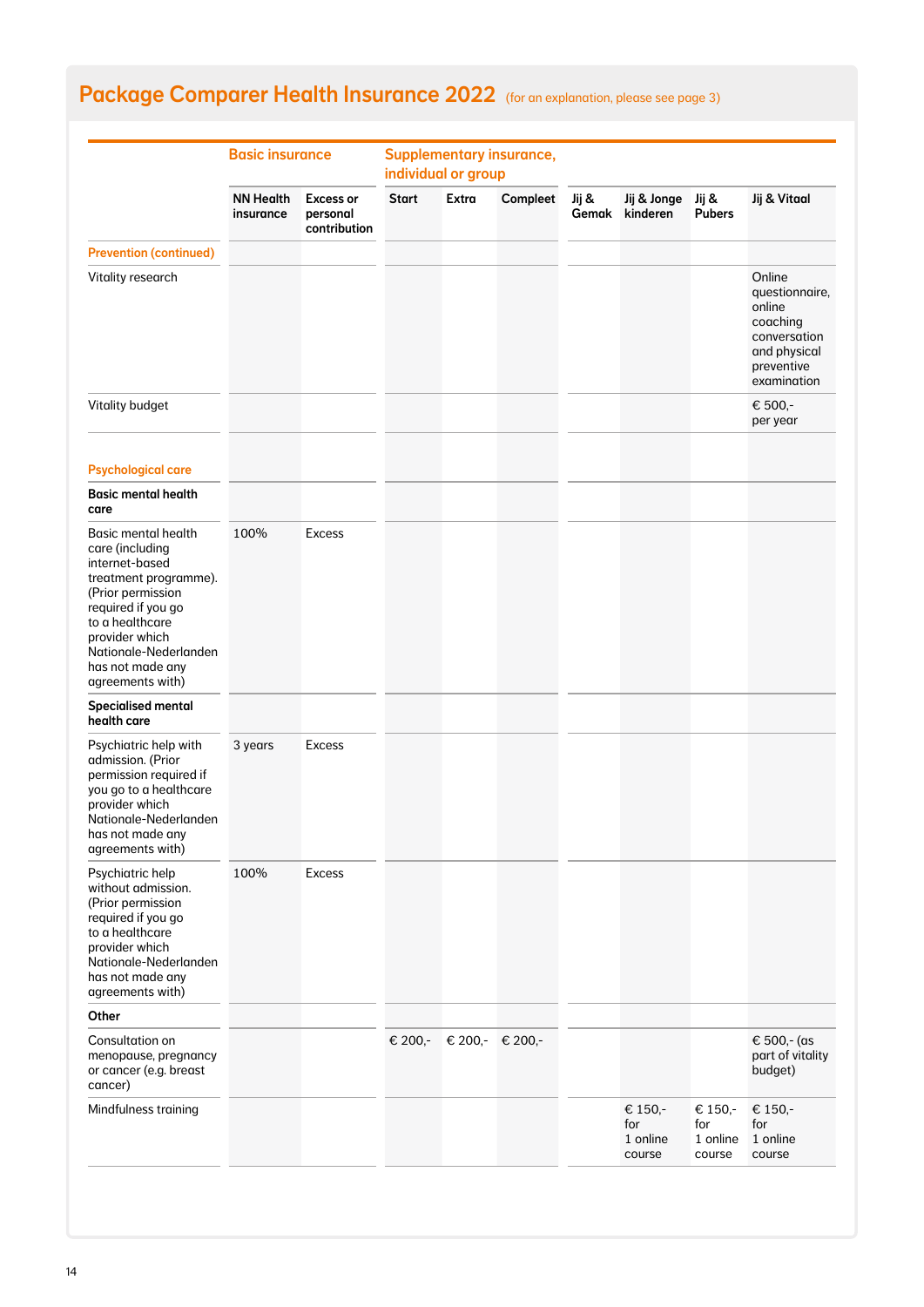## Package Comparer Health Insurance 2022 (for an explanation, please see page 3)

| | Basic insurance | | Supplementary insurance, individual or group | | | | | | |
|---|---|---|---|---|---|---|---|---|---|
| | NN Health insurance | Excess or personal contribution | Start | Extra | Compleet | Jij & Gemak | Jij & Jonge kinderen | Jij & Pubers | Jij & Vitaal |
| **Prevention (continued)** | | | | | | | | | |
| Vitality research | | | | | | | | | Online questionnaire, online coaching conversation and physical preventive examination |
| Vitality budget | | | | | | | | | € 500,- per year |
| **Psychological care** | | | | | | | | | |
| **Basic mental health care** | | | | | | | | | |
| Basic mental health care (including internet-based treatment programme). (Prior permission required if you go to a healthcare provider which Nationale-Nederlanden has not made any agreements with) | 100% | Excess | | | | | | | |
| **Specialised mental health care** | | | | | | | | | |
| Psychiatric help with admission. (Prior permission required if you go to a healthcare provider which Nationale-Nederlanden has not made any agreements with) | 3 years | Excess | | | | | | | |
| Psychiatric help without admission. (Prior permission required if you go to a healthcare provider which Nationale-Nederlanden has not made any agreements with) | 100% | Excess | | | | | | | |
| **Other** | | | | | | | | | |
| Consultation on menopause, pregnancy or cancer (e.g. breast cancer) | | | € 200,- | € 200,- | € 200,- | | | | € 500,- (as part of vitality budget) |
| Mindfulness training | | | | | | | € 150,- for 1 online course | € 150,- for 1 online course | € 150,- for 1 online course |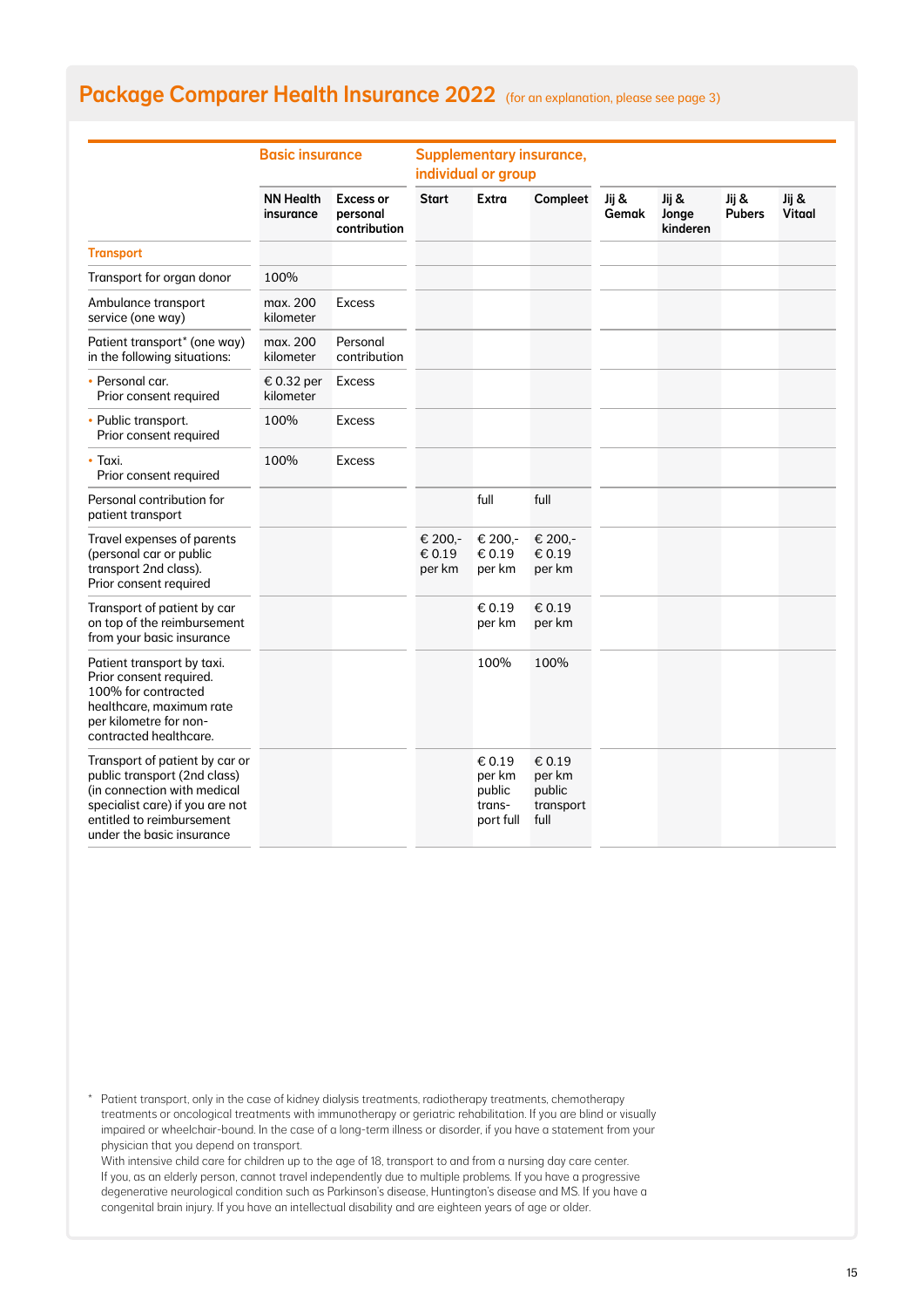## Package Comparer Health Insurance 2022 (for an explanation, please see page 3)

| | Basic insurance | | Supplementary insurance, individual or group | | | | | | |
|---|---|---|---|---|---|---|---|---|---|
| | NN Health insurance | Excess or personal contribution | Start | Extra | Compleet | Jij & Gemak | Jij & Jonge kinderen | Jij & Pubers | Jij & Vitaal |
| **Transport** | | | | | | | | | |
| Transport for organ donor | 100% | | | | | | | | |
| Ambulance transport service (one way) | max. 200 kilometer | Excess | | | | | | | |
| Patient transport* (one way) in the following situations: | max. 200 kilometer | Personal contribution | | | | | | | |
| • Personal car. Prior consent required | € 0.32 per kilometer | Excess | | | | | | | |
| • Public transport. Prior consent required | 100% | Excess | | | | | | | |
| • Taxi. Prior consent required | 100% | Excess | | | | | | | |
| Personal contribution for patient transport | | | | full | full | | | | |
| Travel expenses of parents (personal car or public transport 2nd class). Prior consent required | | | € 200,- € 0.19 per km | € 200,- € 0.19 per km | € 200,- € 0.19 per km | | | | |
| Transport of patient by car on top of the reimbursement from your basic insurance | | | | € 0.19 per km | € 0.19 per km | | | | |
| Patient transport by taxi. Prior consent required. 100% for contracted healthcare, maximum rate per kilometre for non-contracted healthcare. | | | | 100% | 100% | | | | |
| Transport of patient by car or public transport (2nd class) (in connection with medical specialist care) if you are not entitled to reimbursement under the basic insurance | | | | € 0.19 per km public transport full | € 0.19 per km public transport full | | | | |

\* Patient transport, only in the case of kidney dialysis treatments, radiotherapy treatments, chemotherapy treatments or oncological treatments with immunotherapy or geriatric rehabilitation. If you are blind or visually impaired or wheelchair-bound. In the case of a long-term illness or disorder, if you have a statement from your physician that you depend on transport.
With intensive child care for children up to the age of 18, transport to and from a nursing day care center.
If you, as an elderly person, cannot travel independently due to multiple problems. If you have a progressive degenerative neurological condition such as Parkinson's disease, Huntington's disease and MS. If you have a congenital brain injury. If you have an intellectual disability and are eighteen years of age or older.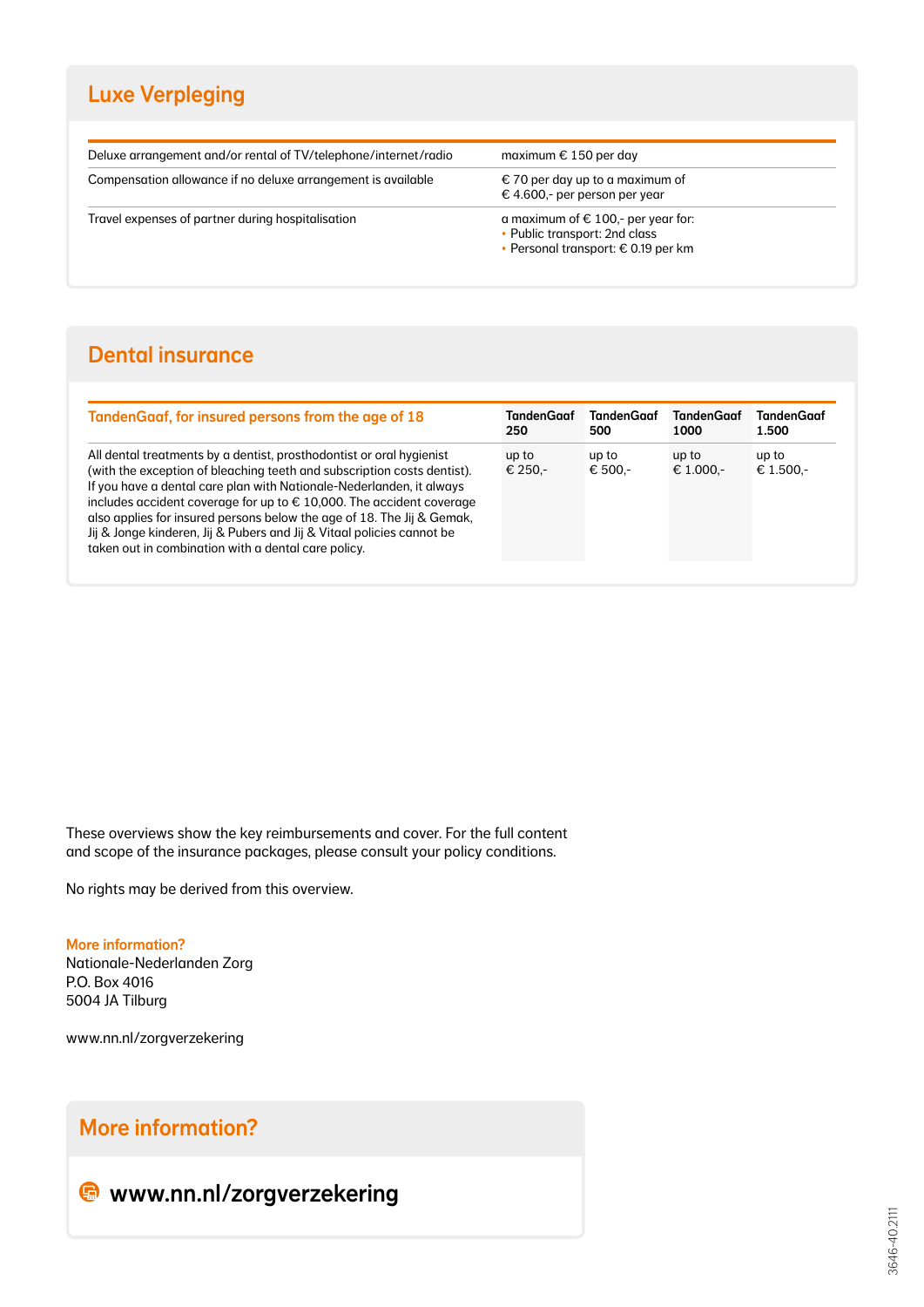## Luxe Verpleging

| | |
|---|---|
| Deluxe arrangement and/or rental of TV/telephone/internet/radio | maximum € 150 per day |
| Compensation allowance if no deluxe arrangement is available | € 70 per day up to a maximum of € 4.600,- per person per year |
| Travel expenses of partner during hospitalisation | a maximum of € 100,- per year for:<br>• Public transport: 2nd class<br>• Personal transport: € 0.19 per km |

## Dental insurance

| TandenGaaf, for insured persons from the age of 18 | TandenGaaf 250 | TandenGaaf 500 | TandenGaaf 1000 | TandenGaaf 1.500 |
|---|---|---|---|---|
| All dental treatments by a dentist, prosthodontist or oral hygienist (with the exception of bleaching teeth and subscription costs dentist). If you have a dental care plan with Nationale-Nederlanden, it always includes accident coverage for up to € 10,000. The accident coverage also applies for insured persons below the age of 18. The Jij & Gemak, Jij & Jonge kinderen, Jij & Pubers and Jij & Vitaal policies cannot be taken out in combination with a dental care policy. | up to € 250,- | up to € 500,- | up to € 1.000,- | up to € 1.500,- |

These overviews show the key reimbursements and cover. For the full content and scope of the insurance packages, please consult your policy conditions.

No rights may be derived from this overview.

**More information?**
Nationale-Nederlanden Zorg
P.O. Box 4016
5004 JA Tilburg

www.nn.nl/zorgverzekering

## More information?

**www.nn.nl/zorgverzekering**

3646-40.2111